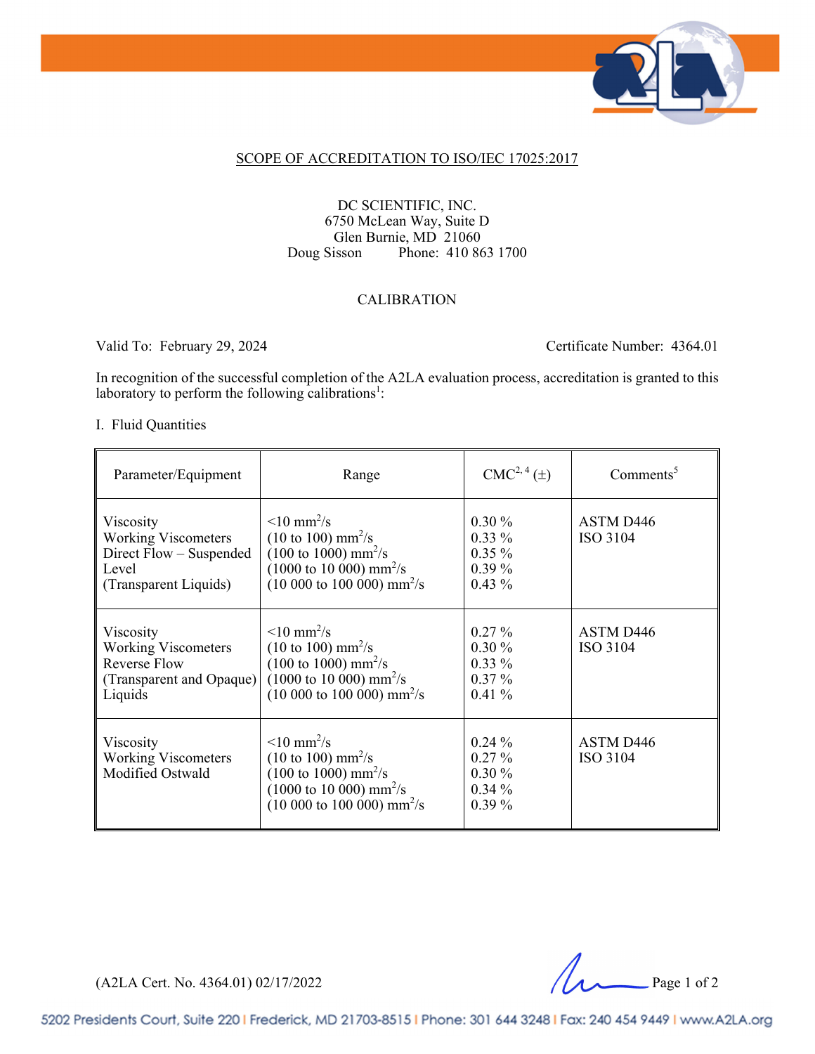SCOPE OF ACCREDITATION TO ISO/IEC 17025:2017

DC SCIENTIFIC, INC.
6750 McLean Way, Suite D
Glen Burnie, MD 21060
Doug Sisson Phone: 410 863 1700

CALIBRATION

Valid To: February 29, 2024 Certificate Number: 4364.01

In recognition of the successful completion of the A2LA evaluation process, accreditation is granted to this laboratory to perform the following calibrations[1]:

I. Fluid Quantities

| Parameter/Equipment | Range | CMC[2, 4] (±) | Comments[5] |
|---|---|---|---|
| Viscosity<br>Working Viscometers<br>Direct Flow – Suspended Level<br>(Transparent Liquids) | <10 $mm^2/s$<br>(10 to 100) $mm^2/s$<br>(100 to 1000) $mm^2/s$<br>(1000 to 10 000) $mm^2/s$<br>(10 000 to 100 000) $mm^2/s$ | 0.30 %<br>0.33 %<br>0.35 %<br>0.39 %<br>0.43 % | ASTM D446<br>ISO 3104 |
| Viscosity<br>Working Viscometers<br>Reverse Flow<br>(Transparent and Opaque) Liquids | <10 $mm^2/s$<br>(10 to 100) $mm^2/s$<br>(100 to 1000) $mm^2/s$<br>(1000 to 10 000) $mm^2/s$<br>(10 000 to 100 000) $mm^2/s$ | 0.27 %<br>0.30 %<br>0.33 %<br>0.37 %<br>0.41 % | ASTM D446<br>ISO 3104 |
| Viscosity<br>Working Viscometers<br>Modified Ostwald | <10 $mm^2/s$<br>(10 to 100) $mm^2/s$<br>(100 to 1000) $mm^2/s$<br>(1000 to 10 000) $mm^2/s$<br>(10 000 to 100 000) $mm^2/s$ | 0.24 %<br>0.27 %<br>0.30 %<br>0.34 %<br>0.39 % | ASTM D446<br>ISO 3104 |

(A2LA Cert. No. 4364.01) 02/17/2022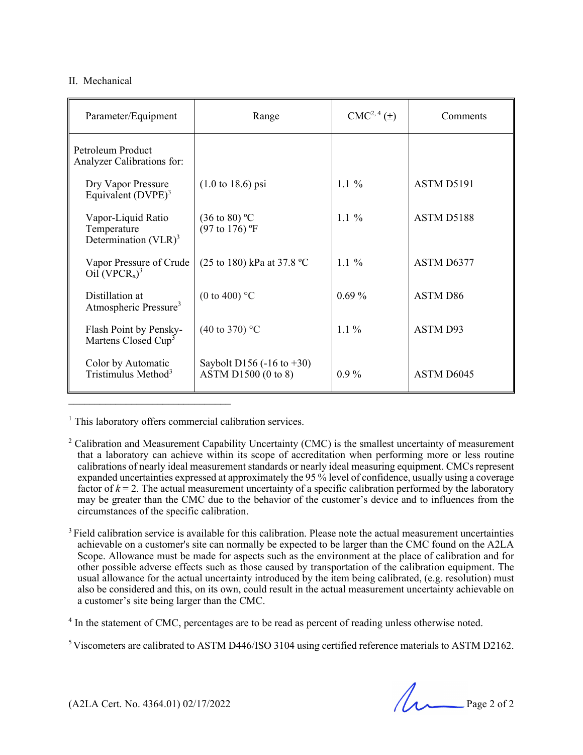II. Mechanical

| Parameter/Equipment | Range | CMC[2, 4] (±) | Comments |
|---|---|---|---|
| Petroleum Product Analyzer Calibrations for: | | | |
| Dry Vapor Pressure Equivalent (DVPE)[3] | (1.0 to 18.6) psi | 1.1 % | ASTM D5191 |
| Vapor-Liquid Ratio Temperature Determination (VLR)[3] | (36 to 80) ºC<br>(97 to 176) ºF | 1.1 % | ASTM D5188 |
| Vapor Pressure of Crude Oil ($VPCR_x$)[3] | (25 to 180) kPa at 37.8 ºC | 1.1 % | ASTM D6377 |
| Distillation at Atmospheric Pressure[3] | (0 to 400) °C | 0.69 % | ASTM D86 |
| Flash Point by Pensky-Martens Closed Cup[3] | (40 to 370) °C | 1.1 % | ASTM D93 |
| Color by Automatic Tristimulus Method[3] | Saybolt D156 (-16 to +30)<br>ASTM D1500 (0 to 8) | 0.9 % | ASTM D6045 |

---

[1] This laboratory offers commercial calibration services.

[2] Calibration and Measurement Capability Uncertainty (CMC) is the smallest uncertainty of measurement that a laboratory can achieve within its scope of accreditation when performing more or less routine calibrations of nearly ideal measurement standards or nearly ideal measuring equipment. CMCs represent expanded uncertainties expressed at approximately the 95 % level of confidence, usually using a coverage factor of $k = 2$. The actual measurement uncertainty of a specific calibration performed by the laboratory may be greater than the CMC due to the behavior of the customer's device and to influences from the circumstances of the specific calibration.

[3] Field calibration service is available for this calibration. Please note the actual measurement uncertainties achievable on a customer's site can normally be expected to be larger than the CMC found on the A2LA Scope. Allowance must be made for aspects such as the environment at the place of calibration and for other possible adverse effects such as those caused by transportation of the calibration equipment. The usual allowance for the actual uncertainty introduced by the item being calibrated, (e.g. resolution) must also be considered and this, on its own, could result in the actual measurement uncertainty achievable on a customer's site being larger than the CMC.

[4] In the statement of CMC, percentages are to be read as percent of reading unless otherwise noted.

[5] Viscometers are calibrated to ASTM D446/ISO 3104 using certified reference materials to ASTM D2162.

(A2LA Cert. No. 4364.01) 02/17/2022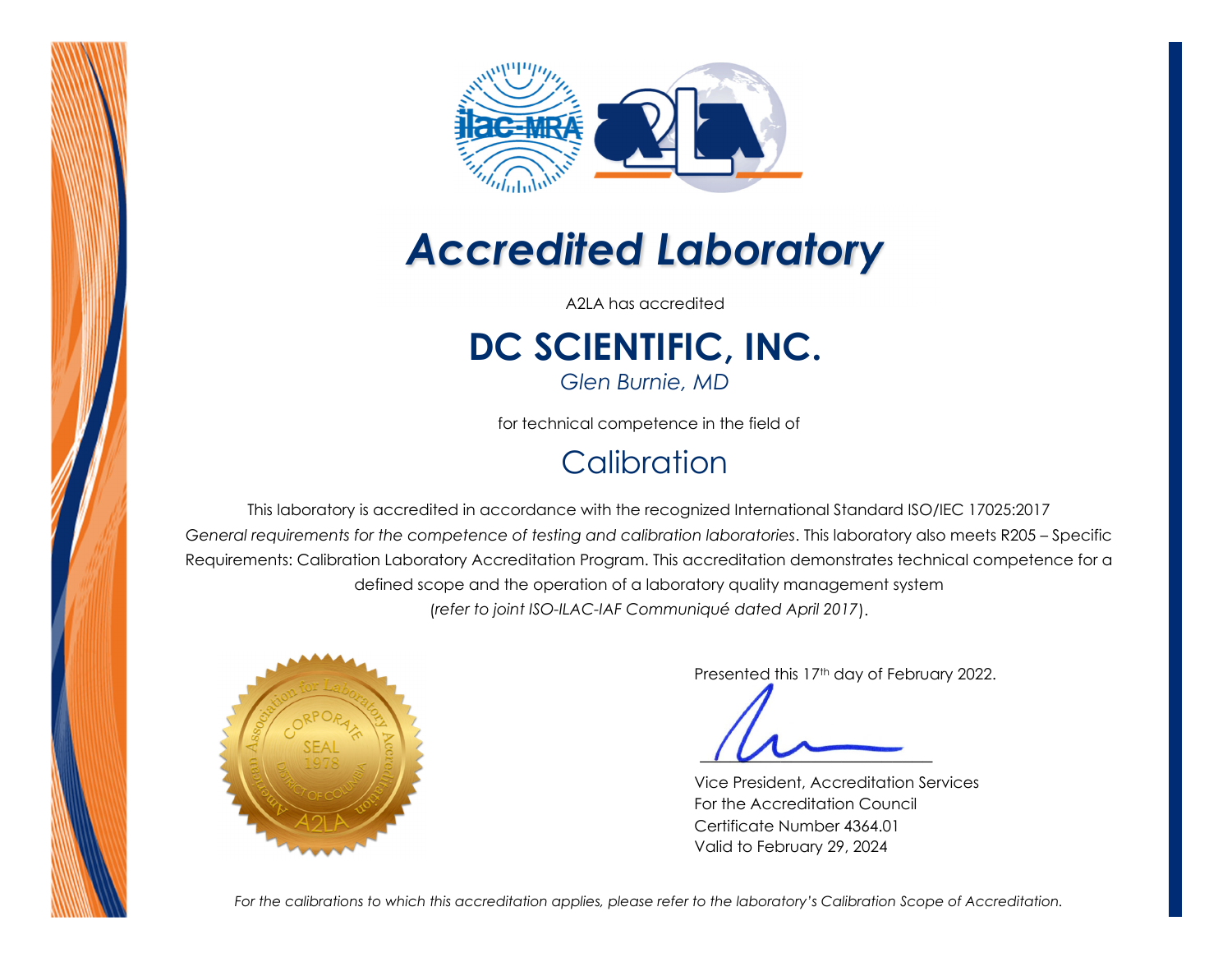# Accredited Laboratory

A2LA has accredited

## DC SCIENTIFIC, INC.

*Glen Burnie, MD*

for technical competence in the field of

## Calibration

This laboratory is accredited in accordance with the recognized International Standard ISO/IEC 17025:2017 *General requirements for the competence of testing and calibration laboratories*. This laboratory also meets R205 – Specific Requirements: Calibration Laboratory Accreditation Program. This accreditation demonstrates technical competence for a defined scope and the operation of a laboratory quality management system (*refer to joint ISO-ILAC-IAF Communiqué dated April 2017*).

American Association for Laboratory Accreditation
CORPORATE SEAL 1978
DISTRICT OF COLUMBIA
A2LA

Presented this 17th day of February 2022.

Vice President, Accreditation Services
For the Accreditation Council
Certificate Number 4364.01
Valid to February 29, 2024

*For the calibrations to which this accreditation applies, please refer to the laboratory's Calibration Scope of Accreditation.*